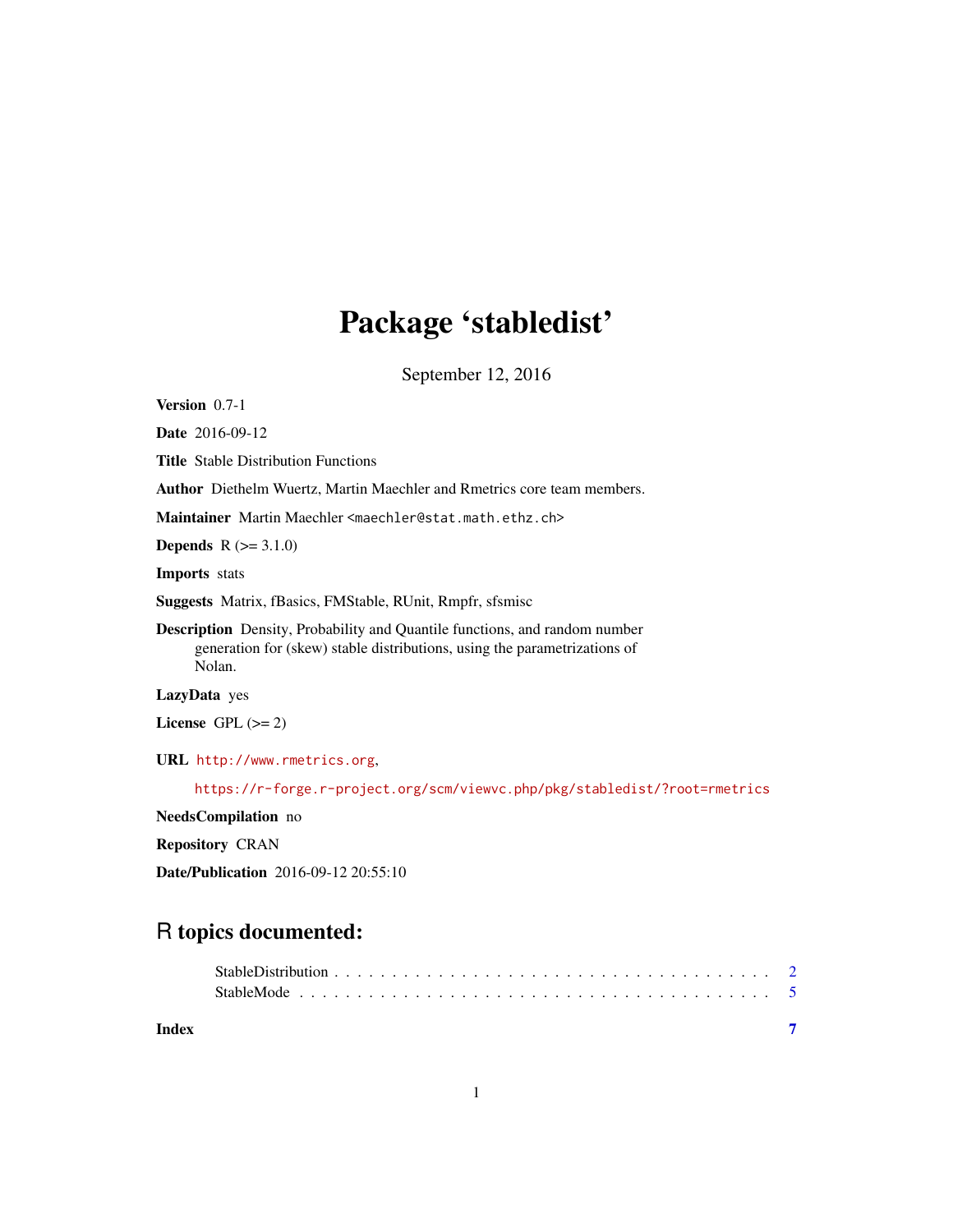# Package 'stabledist'

September 12, 2016

**Version** 0.7-1

**Date** 2016-09-12

**Title** Stable Distribution Functions

**Author** Diethelm Wuertz, Martin Maechler and Rmetrics core team members.

**Maintainer** Martin Maechler <maechler@stat.math.ethz.ch>

**Depends** R (>= 3.1.0)

**Imports** stats

**Suggests** Matrix, fBasics, FMStable, RUnit, Rmpfr, sfsmisc

**Description** Density, Probability and Quantile functions, and random number generation for (skew) stable distributions, using the parametrizations of Nolan.

**LazyData** yes

**License** GPL (>= 2)

**URL** http://www.rmetrics.org,

https://r-forge.r-project.org/scm/viewvc.php/pkg/stabledist/?root=rmetrics

**NeedsCompilation** no

**Repository** CRAN

**Date/Publication** 2016-09-12 20:55:10

## R topics documented:

StableDistribution . . . . . . . . . . . . . . . . . . . . . . . . . . . . . . . . . . . . . . 2
StableMode . . . . . . . . . . . . . . . . . . . . . . . . . . . . . . . . . . . . . . . . . . 5

**Index** 7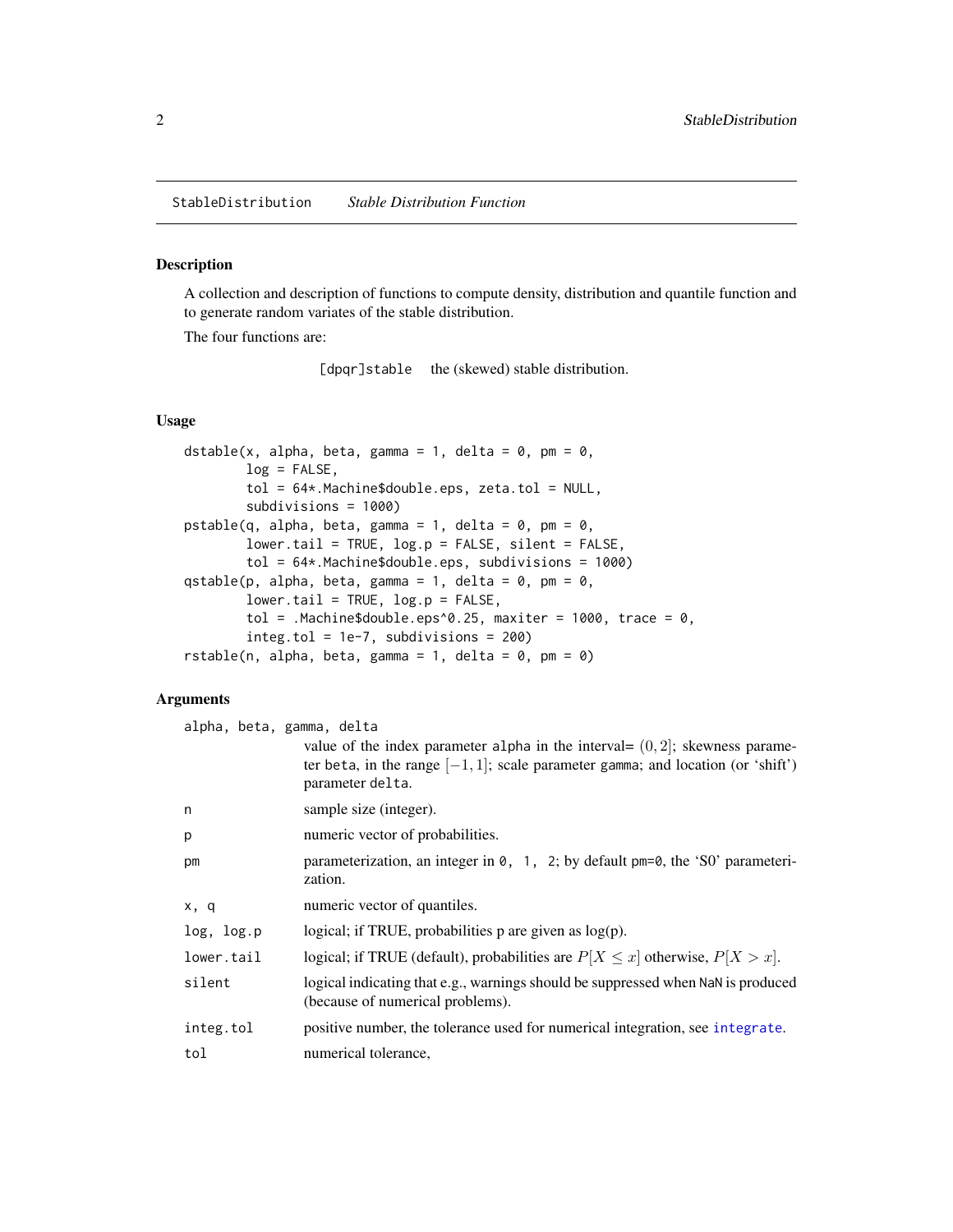StableDistribution *Stable Distribution Function*

## Description

A collection and description of functions to compute density, distribution and quantile function and to generate random variates of the stable distribution.

The four functions are:

`[dpqr]stable` the (skewed) stable distribution.

## Usage

```
dstable(x, alpha, beta, gamma = 1, delta = 0, pm = 0,
        log = FALSE,
        tol = 64*.Machine$double.eps, zeta.tol = NULL,
        subdivisions = 1000)
pstable(q, alpha, beta, gamma = 1, delta = 0, pm = 0,
        lower.tail = TRUE, log.p = FALSE, silent = FALSE,
        tol = 64*.Machine$double.eps, subdivisions = 1000)
qstable(p, alpha, beta, gamma = 1, delta = 0, pm = 0,
        lower.tail = TRUE, log.p = FALSE,
        tol = .Machine$double.eps^0.25, maxiter = 1000, trace = 0,
        integ.tol = 1e-7, subdivisions = 200)
rstable(n, alpha, beta, gamma = 1, delta = 0, pm = 0)
```

## Arguments

| Argument | Description |
|---|---|
| `alpha, beta, gamma, delta` | value of the index parameter `alpha` in the interval= $(0, 2]$; skewness parameter `beta`, in the range $[-1, 1]$; scale parameter `gamma`; and location (or 'shift') parameter `delta`. |
| `n` | sample size (integer). |
| `p` | numeric vector of probabilities. |
| `pm` | parameterization, an integer in `0, 1, 2`; by default `pm=0`, the 'S0' parameterization. |
| `x, q` | numeric vector of quantiles. |
| `log, log.p` | logical; if TRUE, probabilities p are given as log(p). |
| `lower.tail` | logical; if TRUE (default), probabilities are $P[X \leq x]$ otherwise, $P[X > x]$. |
| `silent` | logical indicating that e.g., warnings should be suppressed when `NaN` is produced (because of numerical problems). |
| `integ.tol` | positive number, the tolerance used for numerical integration, see `integrate`. |
| `tol` | numerical tolerance, |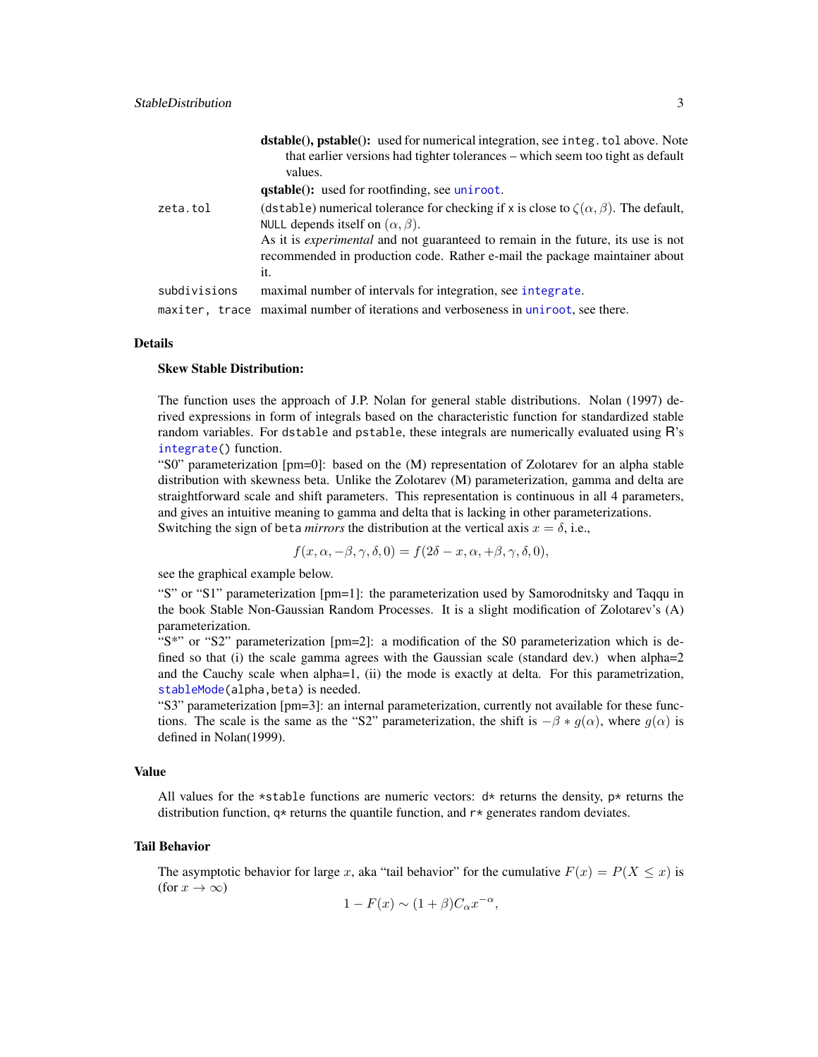**dstable(), pstable():** used for numerical integration, see `integ.tol` above. Note that earlier versions had tighter tolerances – which seem too tight as default values.

**qstable():** used for rootfinding, see `uniroot`.

`zeta.tol` (`dstable`) numerical tolerance for checking if `x` is close to $\zeta(\alpha, \beta)$. The default, `NULL` depends itself on $(\alpha, \beta)$.

As it is *experimental* and not guaranteed to remain in the future, its use is not recommended in production code. Rather e-mail the package maintainer about it.

`subdivisions` maximal number of intervals for integration, see `integrate`.

`maxiter, trace` maximal number of iterations and verboseness in `uniroot`, see there.

## Details

**Skew Stable Distribution:**

The function uses the approach of J.P. Nolan for general stable distributions. Nolan (1997) derived expressions in form of integrals based on the characteristic function for standardized stable random variables. For `dstable` and `pstable`, these integrals are numerically evaluated using R's `integrate()` function.

"S0" parameterization [pm=0]: based on the (M) representation of Zolotarev for an alpha stable distribution with skewness beta. Unlike the Zolotarev (M) parameterization, gamma and delta are straightforward scale and shift parameters. This representation is continuous in all 4 parameters, and gives an intuitive meaning to gamma and delta that is lacking in other parameterizations. Switching the sign of `beta` *mirrors* the distribution at the vertical axis $x = \delta$, i.e.,

$$f(x, \alpha, -\beta, \gamma, \delta, 0) = f(2\delta - x, \alpha, +\beta, \gamma, \delta, 0),$$

see the graphical example below.

"S" or "S1" parameterization [pm=1]: the parameterization used by Samorodnitsky and Taqqu in the book Stable Non-Gaussian Random Processes. It is a slight modification of Zolotarev's (A) parameterization.

"S*" or "S2" parameterization [pm=2]: a modification of the S0 parameterization which is defined so that (i) the scale gamma agrees with the Gaussian scale (standard dev.) when alpha=2 and the Cauchy scale when alpha=1, (ii) the mode is exactly at delta. For this parametrization, `stableMode(alpha,beta)` is needed.

"S3" parameterization [pm=3]: an internal parameterization, currently not available for these functions. The scale is the same as the "S2" parameterization, the shift is $-\beta * g(\alpha)$, where $g(\alpha)$ is defined in Nolan(1999).

## Value

All values for the `*stable` functions are numeric vectors: `d*` returns the density, `p*` returns the distribution function, `q*` returns the quantile function, and `r*` generates random deviates.

## Tail Behavior

The asymptotic behavior for large $x$, aka "tail behavior" for the cumulative $F(x) = P(X \leq x)$ is (for $x \to \infty$)

$$1 - F(x) \sim (1 + \beta) C_\alpha x^{-\alpha},$$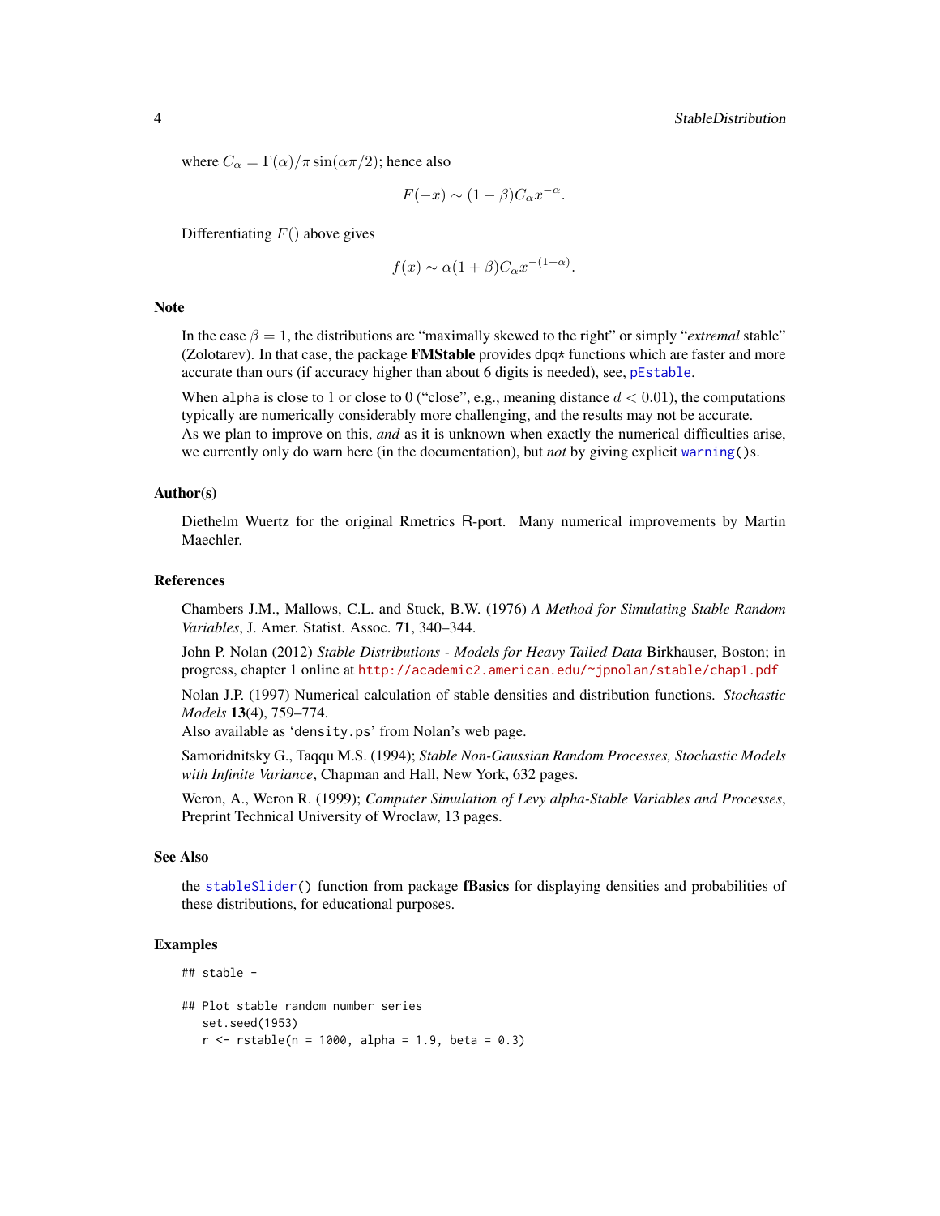where $C_\alpha = \Gamma(\alpha)/\pi \sin(\alpha\pi/2)$; hence also

$$F(-x) \sim (1-\beta) C_\alpha x^{-\alpha}.$$

Differentiating $F()$ above gives

$$f(x) \sim \alpha(1+\beta) C_\alpha x^{-(1+\alpha)}.$$

## Note

In the case $\beta = 1$, the distributions are "maximally skewed to the right" or simply "*extremal* stable" (Zolotarev). In that case, the package **FMStable** provides `dpq*` functions which are faster and more accurate than ours (if accuracy higher than about 6 digits is needed), see, `pEstable`.

When `alpha` is close to 1 or close to 0 ("close", e.g., meaning distance $d < 0.01$), the computations typically are numerically considerably more challenging, and the results may not be accurate.
As we plan to improve on this, *and* as it is unknown when exactly the numerical difficulties arise, we currently only do warn here (in the documentation), but *not* by giving explicit `warning()`s.

## Author(s)

Diethelm Wuertz for the original Rmetrics R-port. Many numerical improvements by Martin Maechler.

## References

Chambers J.M., Mallows, C.L. and Stuck, B.W. (1976) *A Method for Simulating Stable Random Variables*, J. Amer. Statist. Assoc. **71**, 340–344.

John P. Nolan (2012) *Stable Distributions - Models for Heavy Tailed Data* Birkhauser, Boston; in progress, chapter 1 online at http://academic2.american.edu/~jpnolan/stable/chap1.pdf

Nolan J.P. (1997) Numerical calculation of stable densities and distribution functions. *Stochastic Models* **13**(4), 759–774.
Also available as 'density.ps' from Nolan's web page.

Samoridnitsky G., Taqqu M.S. (1994); *Stable Non-Gaussian Random Processes, Stochastic Models with Infinite Variance*, Chapman and Hall, New York, 632 pages.

Weron, A., Weron R. (1999); *Computer Simulation of Levy alpha-Stable Variables and Processes*, Preprint Technical University of Wroclaw, 13 pages.

## See Also

the `stableSlider()` function from package **fBasics** for displaying densities and probabilities of these distributions, for educational purposes.

## Examples

```
## stable -

## Plot stable random number series
   set.seed(1953)
   r <- rstable(n = 1000, alpha = 1.9, beta = 0.3)
```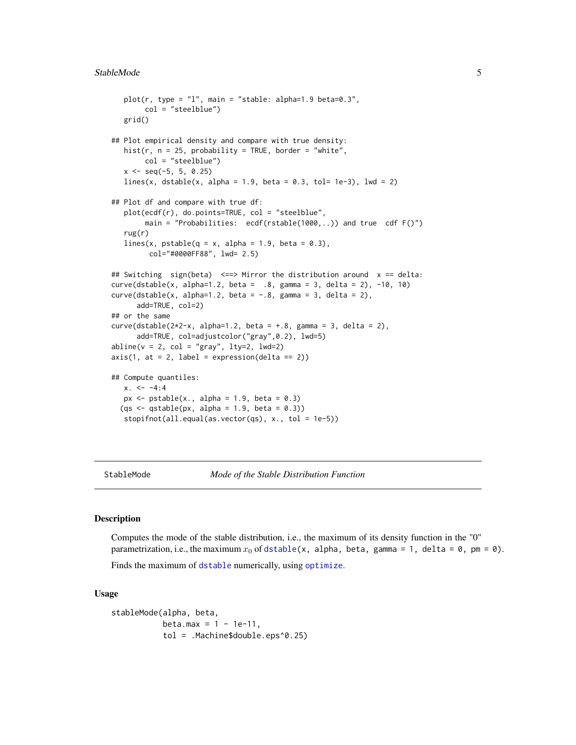```
   plot(r, type = "l", main = "stable: alpha=1.9 beta=0.3",
        col = "steelblue")
   grid()

## Plot empirical density and compare with true density:
   hist(r, n = 25, probability = TRUE, border = "white",
        col = "steelblue")
   x <- seq(-5, 5, 0.25)
   lines(x, dstable(x, alpha = 1.9, beta = 0.3, tol= 1e-3), lwd = 2)

## Plot df and compare with true df:
   plot(ecdf(r), do.points=TRUE, col = "steelblue",
        main = "Probabilities:  ecdf(rstable(1000,..)) and true  cdf F()")
   rug(r)
   lines(x, pstable(q = x, alpha = 1.9, beta = 0.3),
         col="#0000FF88", lwd= 2.5)

## Switching  sign(beta)  <==> Mirror the distribution around  x == delta:
curve(dstable(x, alpha=1.2, beta =  .8, gamma = 3, delta = 2), -10, 10)
curve(dstable(x, alpha=1.2, beta = -.8, gamma = 3, delta = 2),
      add=TRUE, col=2)
## or the same
curve(dstable(2*2-x, alpha=1.2, beta = +.8, gamma = 3, delta = 2),
      add=TRUE, col=adjustcolor("gray",0.2), lwd=5)
abline(v = 2, col = "gray", lty=2, lwd=2)
axis(1, at = 2, label = expression(delta == 2))

## Compute quantiles:
   x. <- -4:4
   px <- pstable(x., alpha = 1.9, beta = 0.3)
  (qs <- qstable(px, alpha = 1.9, beta = 0.3))
   stopifnot(all.equal(as.vector(qs), x., tol = 1e-5))
```

---

StableMode — *Mode of the Stable Distribution Function*

---

## Description

Computes the mode of the stable distribution, i.e., the maximum of its density function in the "0" parametrization, i.e., the maximum $x_0$ of `dstable(x, alpha, beta, gamma = 1, delta = 0, pm = 0)`.

Finds the maximum of `dstable` numerically, using `optimize`.

## Usage

```
stableMode(alpha, beta,
           beta.max = 1 - 1e-11,
           tol = .Machine$double.eps^0.25)
```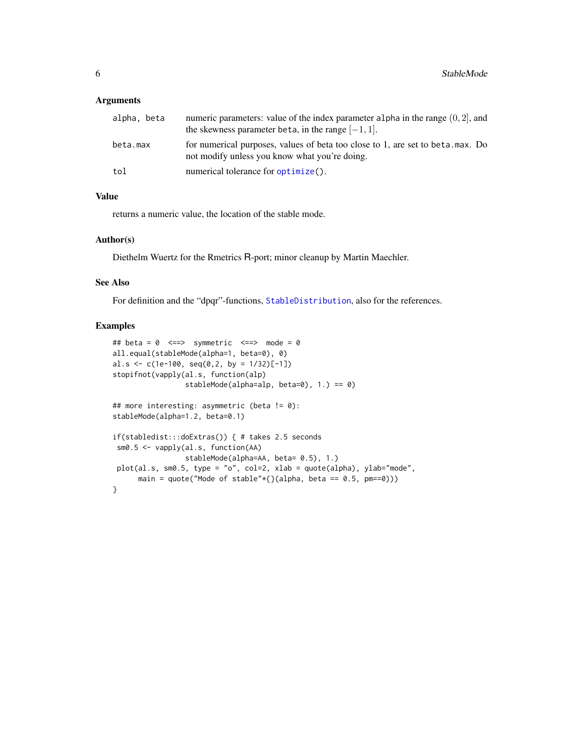### Arguments

| | |
|---|---|
| `alpha, beta` | numeric parameters: value of the index parameter `alpha` in the range $(0, 2]$, and the skewness parameter `beta`, in the range $[-1, 1]$. |
| `beta.max` | for numerical purposes, values of beta too close to 1, are set to `beta.max`. Do not modify unless you know what you're doing. |
| `tol` | numerical tolerance for `optimize()`. |

### Value

returns a numeric value, the location of the stable mode.

### Author(s)

Diethelm Wuertz for the Rmetrics R-port; minor cleanup by Martin Maechler.

### See Also

For definition and the "dpqr"-functions, `StableDistribution`, also for the references.

### Examples

```
## beta = 0  <==>  symmetric  <==>  mode = 0
all.equal(stableMode(alpha=1, beta=0), 0)
al.s <- c(1e-100, seq(0,2, by = 1/32)[-1])
stopifnot(vapply(al.s, function(alp)
                 stableMode(alpha=alp, beta=0), 1.) == 0)

## more interesting: asymmetric (beta != 0):
stableMode(alpha=1.2, beta=0.1)

if(stabledist:::doExtras()) { # takes 2.5 seconds
 sm0.5 <- vapply(al.s, function(AA)
                 stableMode(alpha=AA, beta= 0.5), 1.)
 plot(al.s, sm0.5, type = "o", col=2, xlab = quote(alpha), ylab="mode",
      main = quote("Mode of stable"*{}(alpha, beta == 0.5, pm==0)))
}
```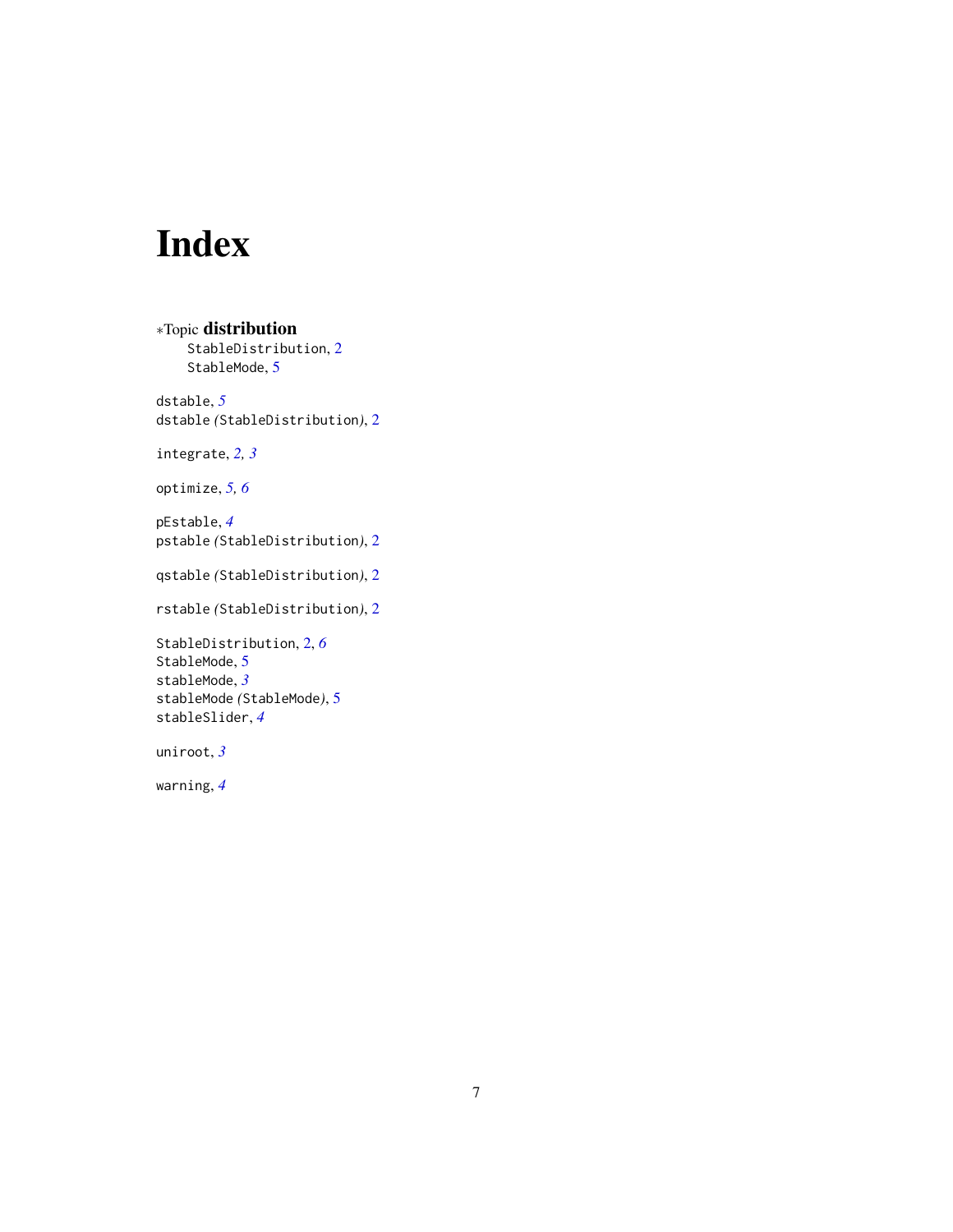# Index

*Topic **distribution**

StableDistribution, 2
StableMode, 5

dstable, *5*
dstable *(*StableDistribution*)*, 2

integrate, *2, 3*

optimize, *5, 6*

pEstable, *4*
pstable *(*StableDistribution*)*, 2

qstable *(*StableDistribution*)*, 2

rstable *(*StableDistribution*)*, 2

StableDistribution, 2, *6*
StableMode, 5
stableMode, *3*
stableMode *(*StableMode*)*, 5
stableSlider, *4*

uniroot, *3*

warning, *4*